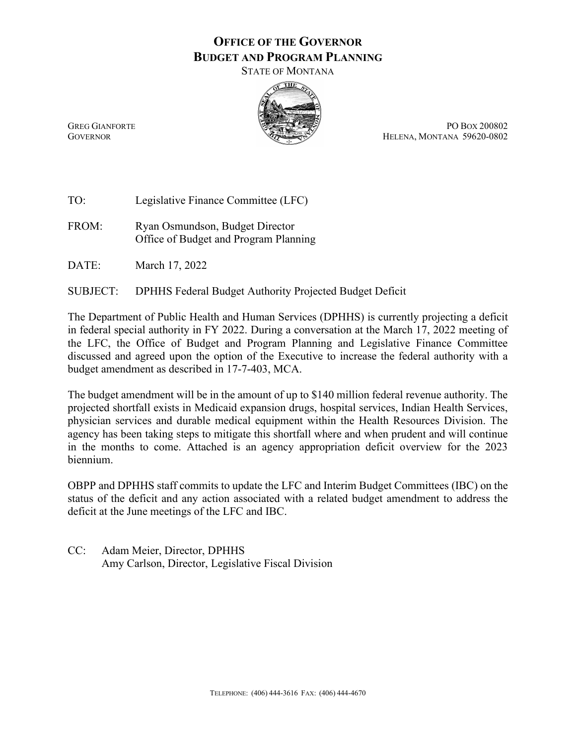# OFFICE OF THE GOVERNOR
## BUDGET AND PROGRAM PLANNING
STATE OF MONTANA

GREG GIANFORTE
GOVERNOR

PO BOX 200802
HELENA, MONTANA 59620-0802

TO: Legislative Finance Committee (LFC)

FROM: Ryan Osmundson, Budget Director
Office of Budget and Program Planning

DATE: March 17, 2022

SUBJECT: DPHHS Federal Budget Authority Projected Budget Deficit

The Department of Public Health and Human Services (DPHHS) is currently projecting a deficit in federal special authority in FY 2022. During a conversation at the March 17, 2022 meeting of the LFC, the Office of Budget and Program Planning and Legislative Finance Committee discussed and agreed upon the option of the Executive to increase the federal authority with a budget amendment as described in 17-7-403, MCA.

The budget amendment will be in the amount of up to $140 million federal revenue authority. The projected shortfall exists in Medicaid expansion drugs, hospital services, Indian Health Services, physician services and durable medical equipment within the Health Resources Division. The agency has been taking steps to mitigate this shortfall where and when prudent and will continue in the months to come. Attached is an agency appropriation deficit overview for the 2023 biennium.

OBPP and DPHHS staff commits to update the LFC and Interim Budget Committees (IBC) on the status of the deficit and any action associated with a related budget amendment to address the deficit at the June meetings of the LFC and IBC.

CC: Adam Meier, Director, DPHHS
Amy Carlson, Director, Legislative Fiscal Division

TELEPHONE: (406) 444-3616 FAX: (406) 444-4670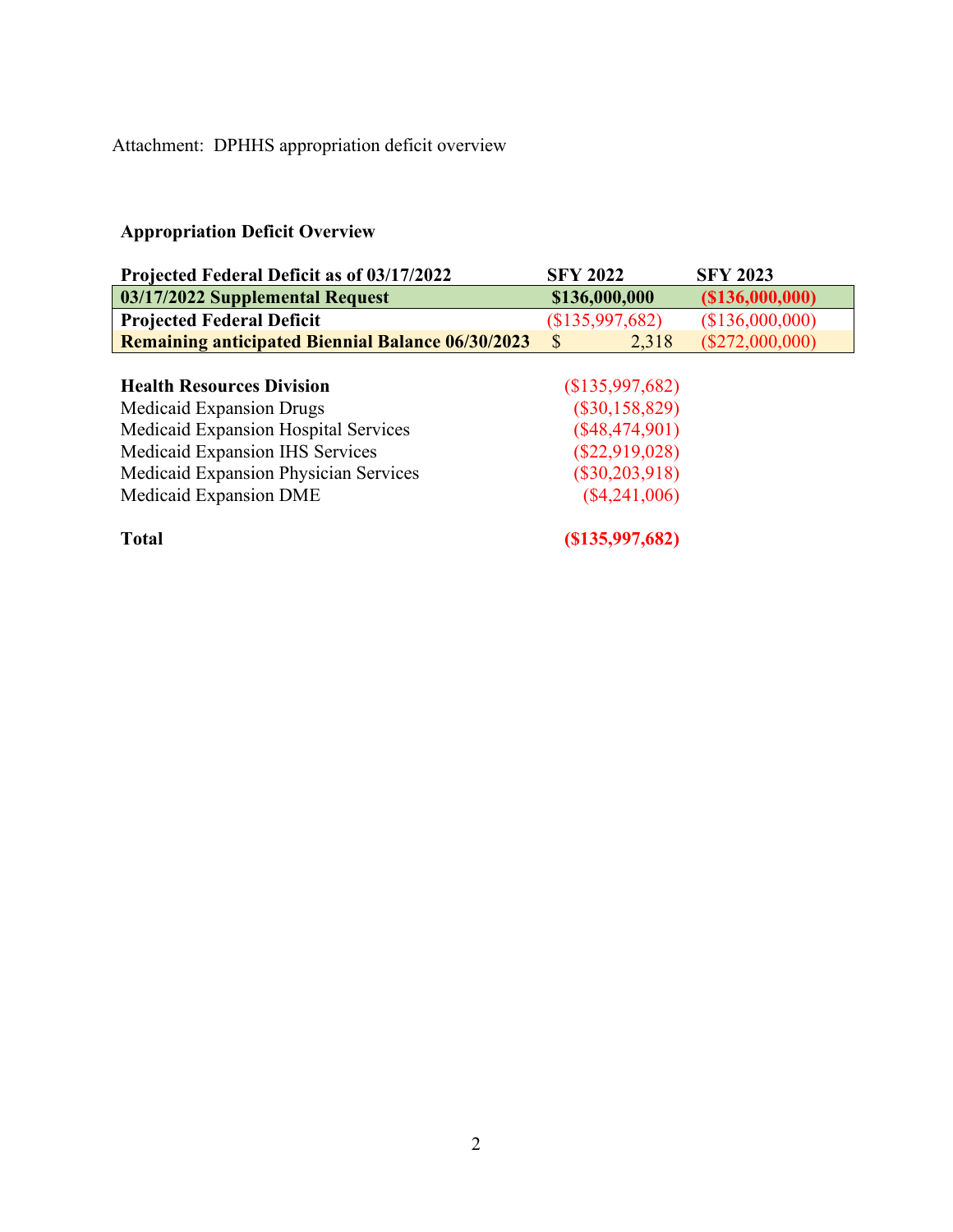Attachment: DPHHS appropriation deficit overview

**Appropriation Deficit Overview**

| **Projected Federal Deficit as of 03/17/2022** | **SFY 2022** | **SFY 2023** |
|---|---|---|
| **03/17/2022 Supplemental Request** | **$136,000,000** | **($136,000,000)** |
| **Projected Federal Deficit** | ($135,997,682) | ($136,000,000) |
| **Remaining anticipated Biennial Balance 06/30/2023** | $ 2,318 | ($272,000,000) |

| | |
|---|---|
| **Health Resources Division** | ($135,997,682) |
| Medicaid Expansion Drugs | ($30,158,829) |
| Medicaid Expansion Hospital Services | ($48,474,901) |
| Medicaid Expansion IHS Services | ($22,919,028) |
| Medicaid Expansion Physician Services | ($30,203,918) |
| Medicaid Expansion DME | ($4,241,006) |
| **Total** | **($135,997,682)** |